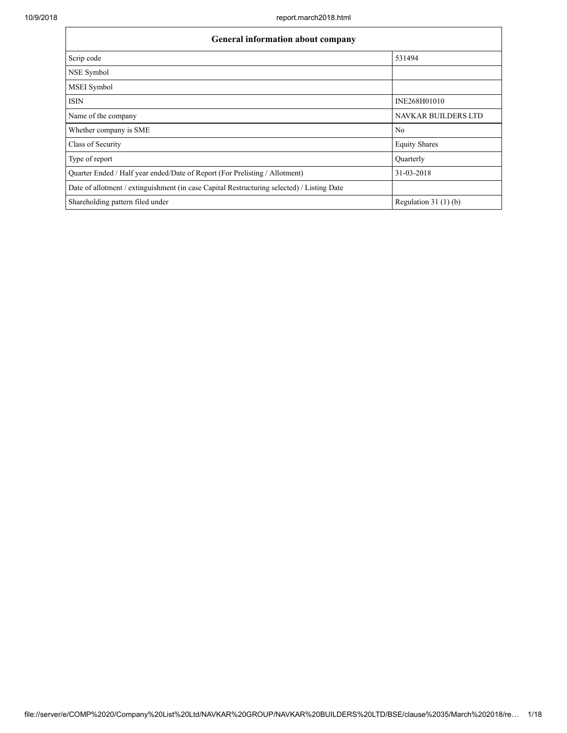| General information about company | |
|---|---|
| Scrip code | 531494 |
| NSE Symbol | |
| MSEI Symbol | |
| ISIN | INE268H01010 |
| Name of the company | NAVKAR BUILDERS LTD |
| Whether company is SME | No |
| Class of Security | Equity Shares |
| Type of report | Quarterly |
| Quarter Ended / Half year ended/Date of Report (For Prelisting / Allotment) | 31-03-2018 |
| Date of allotment / extinguishment (in case Capital Restructuring selected) / Listing Date | |
| Shareholding pattern filed under | Regulation 31 (1) (b) |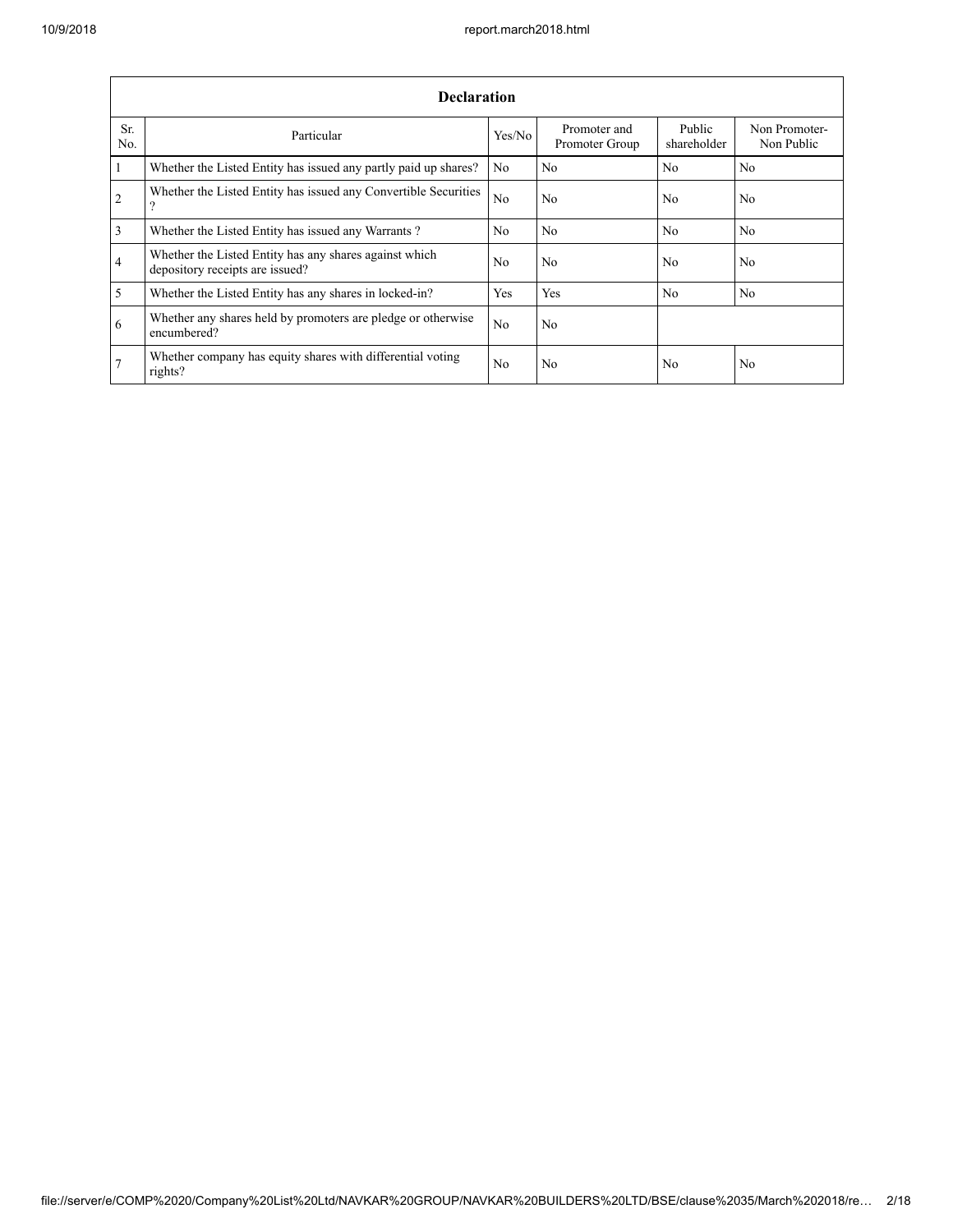| Declaration | | | | | |
|---|---|---|---|---|---|
| Sr. No. | Particular | Yes/No | Promoter and Promoter Group | Public shareholder | Non Promoter- Non Public |
| 1 | Whether the Listed Entity has issued any partly paid up shares? | No | No | No | No |
| 2 | Whether the Listed Entity has issued any Convertible Securities ? | No | No | No | No |
| 3 | Whether the Listed Entity has issued any Warrants ? | No | No | No | No |
| 4 | Whether the Listed Entity has any shares against which depository receipts are issued? | No | No | No | No |
| 5 | Whether the Listed Entity has any shares in locked-in? | Yes | Yes | No | No |
| 6 | Whether any shares held by promoters are pledge or otherwise encumbered? | No | No | | |
| 7 | Whether company has equity shares with differential voting rights? | No | No | No | No |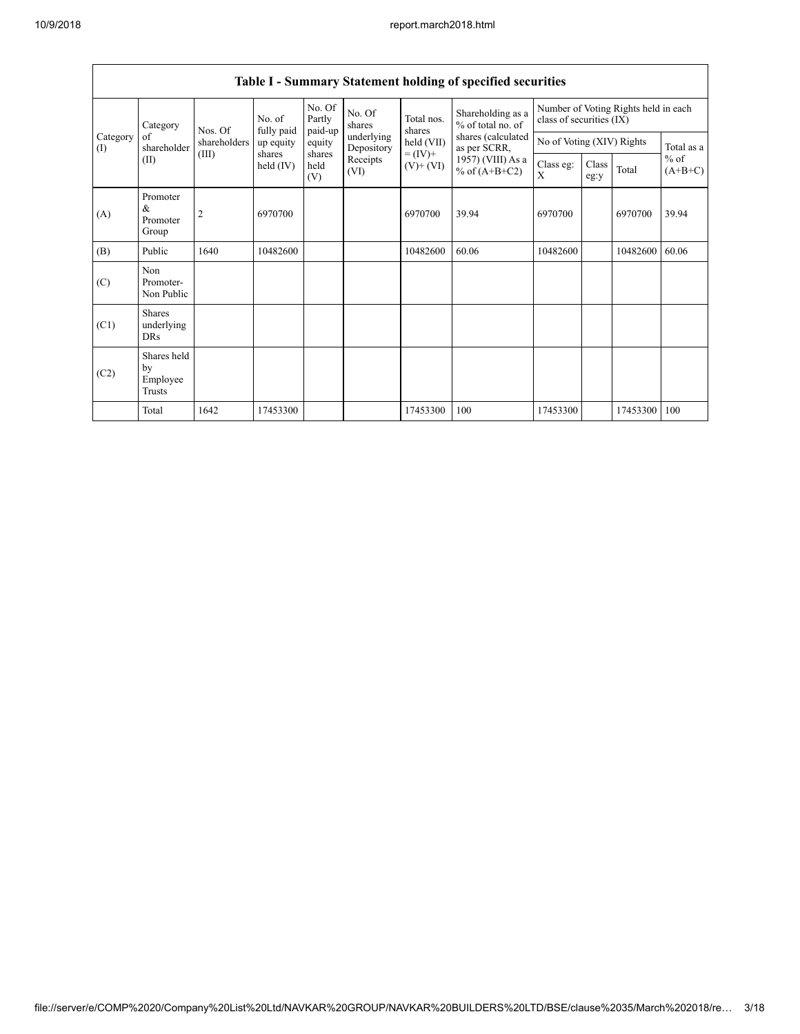## Table I - Summary Statement holding of specified securities

| Category (I) | Category of shareholder (II) | Nos. Of shareholders (III) | No. of fully paid up equity shares held (IV) | No. Of Partly paid-up equity shares held (V) | No. Of shares underlying Depository Receipts (VI) | Total nos. shares held (VII) = (IV)+ (V)+ (VI) | Shareholding as a % of total no. of shares (calculated as per SCRR, 1957) (VIII) As a % of (A+B+C2) | Number of Voting Rights held in each class of securities (IX) | | | |
|---|---|---|---|---|---|---|---|---|---|---|---|
| | | | | | | | | No of Voting (XIV) Rights | | | Total as a % of (A+B+C) |
| | | | | | | | | Class eg: X | Class eg:y | Total | |
| (A) | Promoter & Promoter Group | 2 | 6970700 | | | 6970700 | 39.94 | 6970700 | | 6970700 | 39.94 |
| (B) | Public | 1640 | 10482600 | | | 10482600 | 60.06 | 10482600 | | 10482600 | 60.06 |
| (C) | Non Promoter- Non Public | | | | | | | | | | |
| (C1) | Shares underlying DRs | | | | | | | | | | |
| (C2) | Shares held by Employee Trusts | | | | | | | | | | |
| | Total | 1642 | 17453300 | | | 17453300 | 100 | 17453300 | | 17453300 | 100 |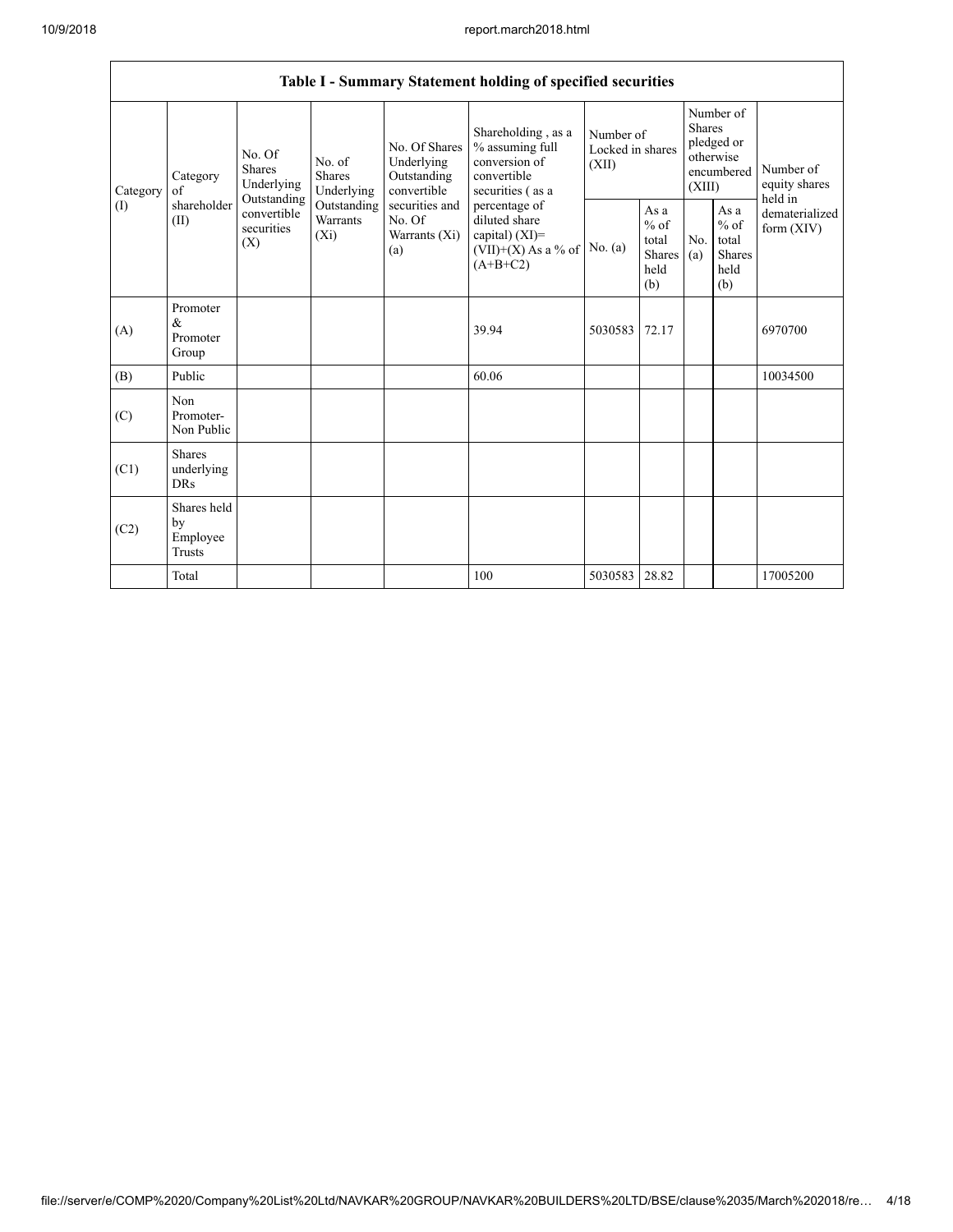| Table I - Summary Statement holding of specified securities | | | | | | | | | | | |
|---|---|---|---|---|---|---|---|---|---|---|---|
| Category (I) | Category of shareholder (II) | No. Of Shares Underlying Outstanding convertible securities (X) | No. of Shares Underlying Outstanding Warrants (Xi) | No. Of Shares Underlying Outstanding convertible securities and No. Of Warrants (Xi) (a) | Shareholding , as a % assuming full conversion of convertible securities ( as a percentage of diluted share capital) (XI)= (VII)+(X) As a % of (A+B+C2) | Number of Locked in shares (XII) | | Number of Shares pledged or otherwise encumbered (XIII) | | Number of equity shares held in dematerialized form (XIV) |
| | | | | | | No. (a) | As a % of total Shares held (b) | No. (a) | As a % of total Shares held (b) | |
| (A) | Promoter & Promoter Group | | | | 39.94 | 5030583 | 72.17 | | | 6970700 |
| (B) | Public | | | | 60.06 | | | | | 10034500 |
| (C) | Non Promoter- Non Public | | | | | | | | | |
| (C1) | Shares underlying DRs | | | | | | | | | |
| (C2) | Shares held by Employee Trusts | | | | | | | | | |
| | Total | | | | 100 | 5030583 | 28.82 | | | 17005200 |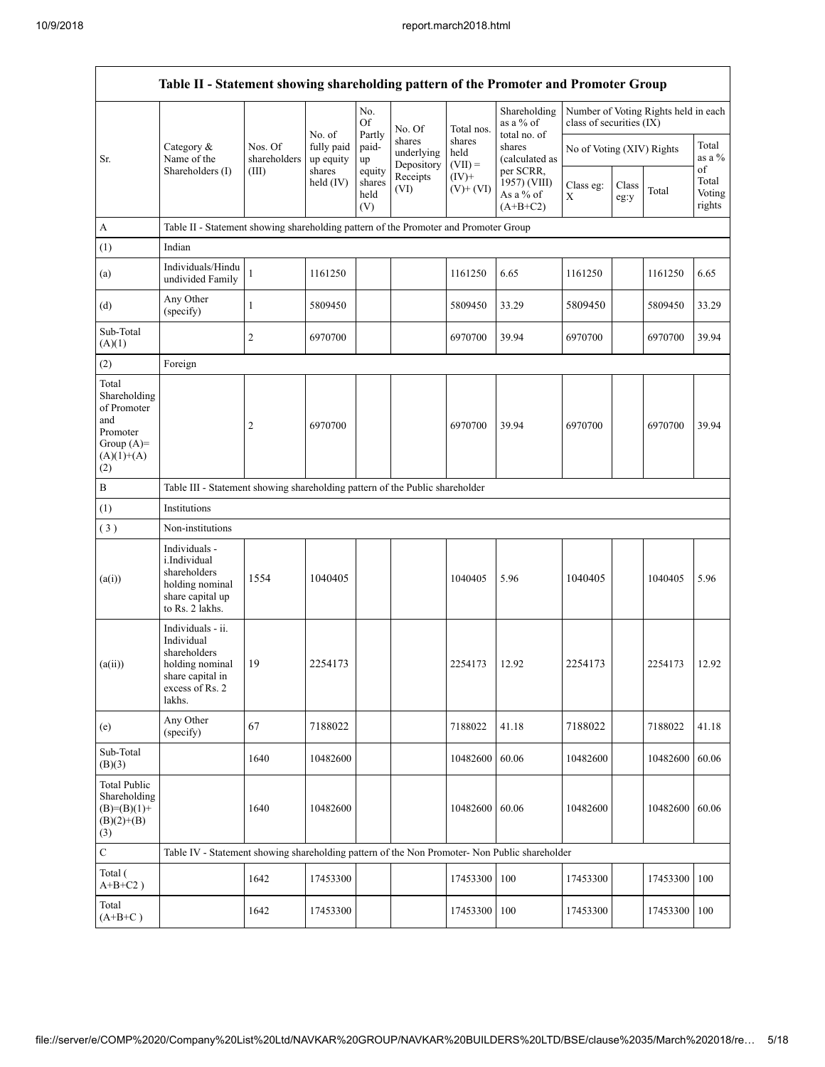| Table II - Statement showing shareholding pattern of the Promoter and Promoter Group | | | | | | | | | | | | |
|---|---|---|---|---|---|---|---|---|---|---|---|---|
| Sr. | Category & Name of the Shareholders (I) | Nos. Of shareholders (III) | No. of fully paid up equity shares held (IV) | No. Of Partly paid-up equity shares held (V) | No. Of shares underlying Depository Receipts (VI) | Total nos. shares held (VII) = (IV)+ (V)+ (VI) | Shareholding as a % of total no. of shares (calculated as per SCRR, 1957) (VIII) As a % of (A+B+C2) | Number of Voting Rights held in each class of securities (IX) | | | |
| | | | | | | | | No of Voting (XIV) Rights | | | Total as a % of Total Voting rights |
| | | | | | | | | Class eg: X | Class eg:y | Total | |
| A | Table II - Statement showing shareholding pattern of the Promoter and Promoter Group | | | | | | | | | | |
| (1) | Indian | | | | | | | | | | |
| (a) | Individuals/Hindu undivided Family | 1 | 1161250 | | | 1161250 | 6.65 | 1161250 | | 1161250 | 6.65 |
| (d) | Any Other (specify) | 1 | 5809450 | | | 5809450 | 33.29 | 5809450 | | 5809450 | 33.29 |
| Sub-Total (A)(1) | | 2 | 6970700 | | | 6970700 | 39.94 | 6970700 | | 6970700 | 39.94 |
| (2) | Foreign | | | | | | | | | | |
| Total Shareholding of Promoter and Promoter Group (A)=(A)(1)+(A)(2) | | 2 | 6970700 | | | 6970700 | 39.94 | 6970700 | | 6970700 | 39.94 |
| B | Table III - Statement showing shareholding pattern of the Public shareholder | | | | | | | | | | |
| (1) | Institutions | | | | | | | | | | |
| ( 3 ) | Non-institutions | | | | | | | | | | |
| (a(i)) | Individuals - i.Individual shareholders holding nominal share capital up to Rs. 2 lakhs. | 1554 | 1040405 | | | 1040405 | 5.96 | 1040405 | | 1040405 | 5.96 |
| (a(ii)) | Individuals - ii. Individual shareholders holding nominal share capital in excess of Rs. 2 lakhs. | 19 | 2254173 | | | 2254173 | 12.92 | 2254173 | | 2254173 | 12.92 |
| (e) | Any Other (specify) | 67 | 7188022 | | | 7188022 | 41.18 | 7188022 | | 7188022 | 41.18 |
| Sub-Total (B)(3) | | 1640 | 10482600 | | | 10482600 | 60.06 | 10482600 | | 10482600 | 60.06 |
| Total Public Shareholding (B)=(B)(1)+(B)(2)+(B)(3) | | 1640 | 10482600 | | | 10482600 | 60.06 | 10482600 | | 10482600 | 60.06 |
| C | Table IV - Statement showing shareholding pattern of the Non Promoter- Non Public shareholder | | | | | | | | | | |
| Total ( A+B+C2 ) | | 1642 | 17453300 | | | 17453300 | 100 | 17453300 | | 17453300 | 100 |
| Total (A+B+C ) | | 1642 | 17453300 | | | 17453300 | 100 | 17453300 | | 17453300 | 100 |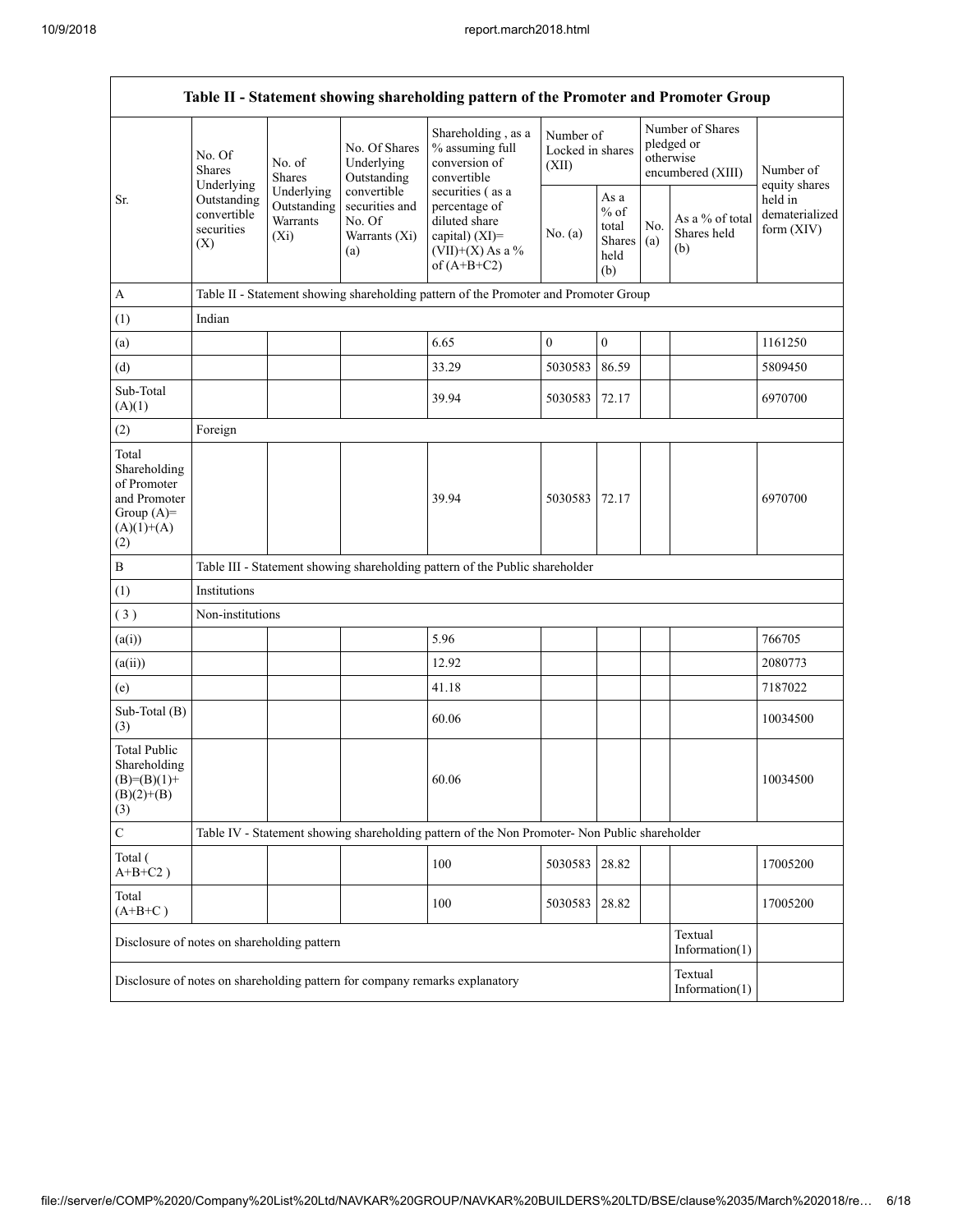| Table II - Statement showing shareholding pattern of the Promoter and Promoter Group | | | | | | | | | |
|---|---|---|---|---|---|---|---|---|---|
| Sr. | No. Of Shares Underlying Outstanding convertible securities (X) | No. of Shares Underlying Outstanding Warrants (Xi) | No. Of Shares Underlying Outstanding convertible securities and No. Of Warrants (Xi) (a) | Shareholding , as a % assuming full conversion of convertible securities ( as a percentage of diluted share capital) (XI)= (VII)+(X) As a % of (A+B+C2) | Number of Locked in shares (XII) | | Number of Shares pledged or otherwise encumbered (XIII) | | Number of equity shares held in dematerialized form (XIV) |
| | | | | | No. (a) | As a % of total Shares held (b) | No. (a) | As a % of total Shares held (b) | |
| A | Table II - Statement showing shareholding pattern of the Promoter and Promoter Group | | | | | | | | |
| (1) | Indian | | | | | | | | |
| (a) | | | | 6.65 | 0 | 0 | | | 1161250 |
| (d) | | | | 33.29 | 5030583 | 86.59 | | | 5809450 |
| Sub-Total (A)(1) | | | | 39.94 | 5030583 | 72.17 | | | 6970700 |
| (2) | Foreign | | | | | | | | |
| Total Shareholding of Promoter and Promoter Group (A)= (A)(1)+(A)(2) | | | | 39.94 | 5030583 | 72.17 | | | 6970700 |
| B | Table III - Statement showing shareholding pattern of the Public shareholder | | | | | | | | |
| (1) | Institutions | | | | | | | | |
| ( 3 ) | Non-institutions | | | | | | | | |
| (a(i)) | | | | 5.96 | | | | | 766705 |
| (a(ii)) | | | | 12.92 | | | | | 2080773 |
| (e) | | | | 41.18 | | | | | 7187022 |
| Sub-Total (B)(3) | | | | 60.06 | | | | | 10034500 |
| Total Public Shareholding (B)=(B)(1)+(B)(2)+(B)(3) | | | | 60.06 | | | | | 10034500 |
| C | Table IV - Statement showing shareholding pattern of the Non Promoter- Non Public shareholder | | | | | | | | |
| Total ( A+B+C2 ) | | | | 100 | 5030583 | 28.82 | | | 17005200 |
| Total (A+B+C ) | | | | 100 | 5030583 | 28.82 | | | 17005200 |
| Disclosure of notes on shareholding pattern | | | | | | | | Textual Information(1) | |
| Disclosure of notes on shareholding pattern for company remarks explanatory | | | | | | | | Textual Information(1) | |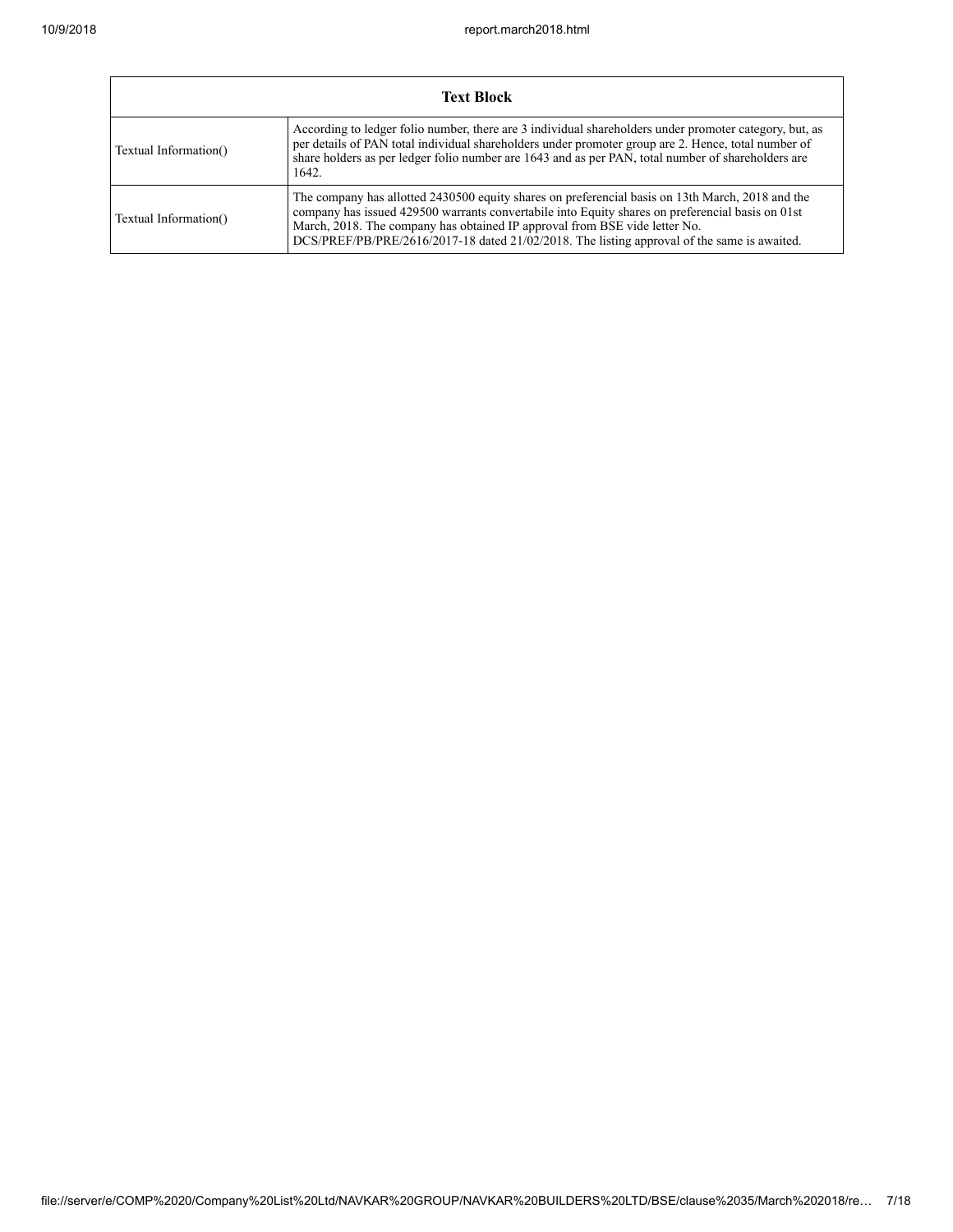| Text Block | |
|---|---|
| Textual Information() | According to ledger folio number, there are 3 individual shareholders under promoter category, but, as per details of PAN total individual shareholders under promoter group are 2. Hence, total number of share holders as per ledger folio number are 1643 and as per PAN, total number of shareholders are 1642. |
| Textual Information() | The company has allotted 2430500 equity shares on preferencial basis on 13th March, 2018 and the company has issued 429500 warrants convertabile into Equity shares on preferencial basis on 01st March, 2018. The company has obtained IP approval from BSE vide letter No. DCS/PREF/PB/PRE/2616/2017-18 dated 21/02/2018. The listing approval of the same is awaited. |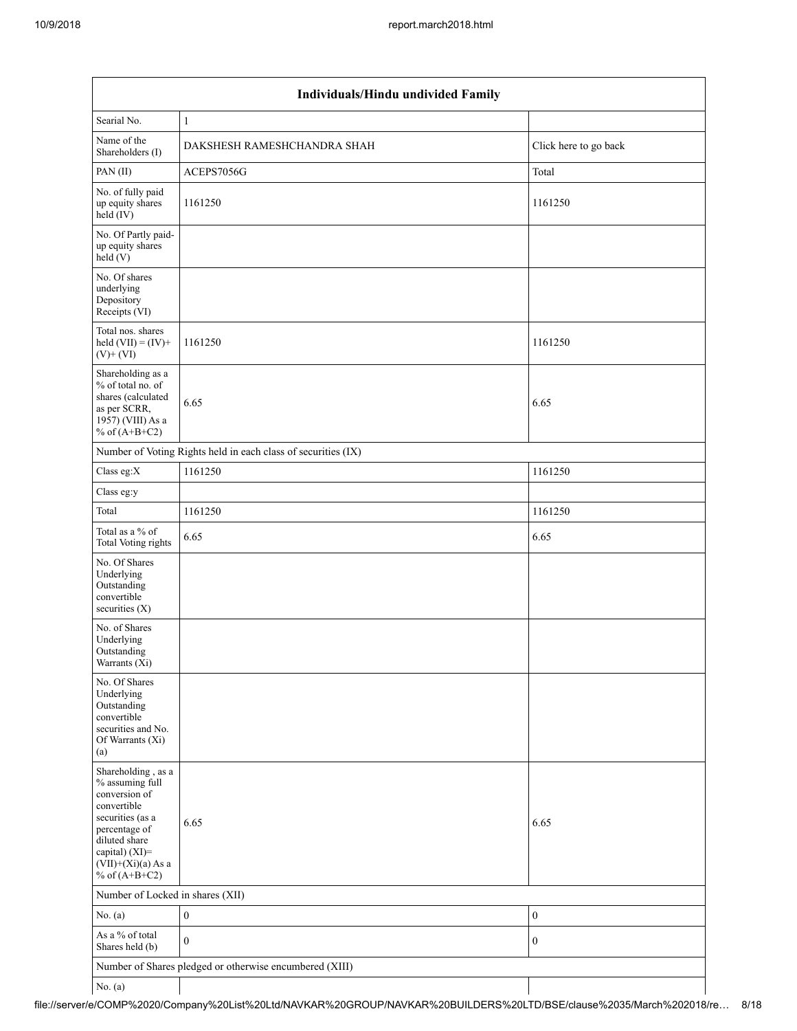| Individuals/Hindu undivided Family | | |
| --- | --- | --- |
| Searial No. | 1 | |
| Name of the Shareholders (I) | DAKSHESH RAMESHCHANDRA SHAH | Click here to go back |
| PAN (II) | ACEPS7056G | Total |
| No. of fully paid up equity shares held (IV) | 1161250 | 1161250 |
| No. Of Partly paid-up equity shares held (V) | | |
| No. Of shares underlying Depository Receipts (VI) | | |
| Total nos. shares held (VII) = (IV)+(V)+ (VI) | 1161250 | 1161250 |
| Shareholding as a % of total no. of shares (calculated as per SCRR, 1957) (VIII) As a % of (A+B+C2) | 6.65 | 6.65 |
| Number of Voting Rights held in each class of securities (IX) | | |
| Class eg:X | 1161250 | 1161250 |
| Class eg:y | | |
| Total | 1161250 | 1161250 |
| Total as a % of Total Voting rights | 6.65 | 6.65 |
| No. Of Shares Underlying Outstanding convertible securities (X) | | |
| No. of Shares Underlying Outstanding Warrants (Xi) | | |
| No. Of Shares Underlying Outstanding convertible securities and No. Of Warrants (Xi) (a) | | |
| Shareholding , as a % assuming full conversion of convertible securities (as a percentage of diluted share capital) (XI)= (VII)+(Xi)(a) As a % of (A+B+C2) | 6.65 | 6.65 |
| Number of Locked in shares (XII) | | |
| No. (a) | 0 | 0 |
| As a % of total Shares held (b) | 0 | 0 |
| Number of Shares pledged or otherwise encumbered (XIII) | | |
| No. (a) | | |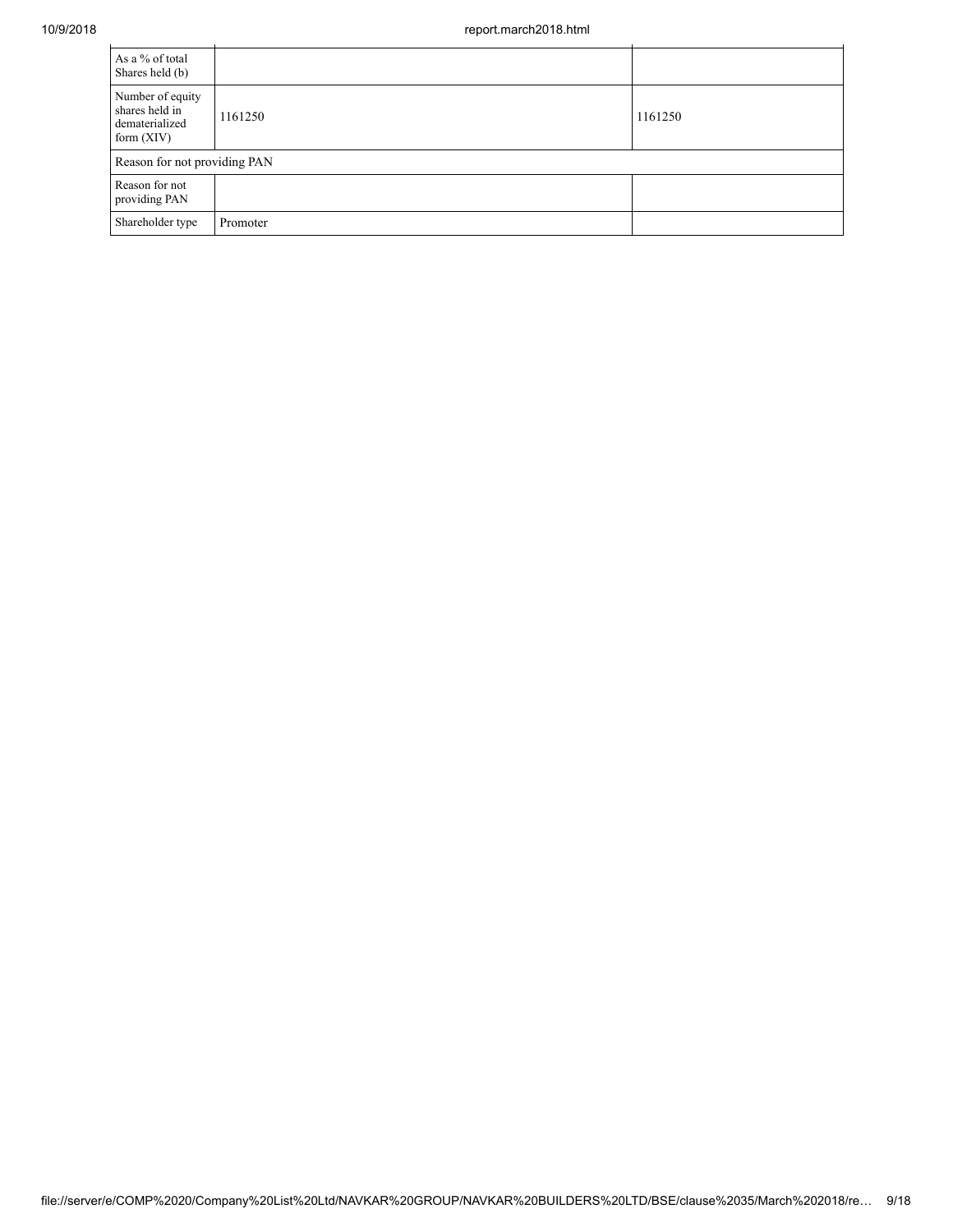| As a % of total Shares held (b) | | |
|---|---|---|
| Number of equity shares held in dematerialized form (XIV) | 1161250 | 1161250 |
| Reason for not providing PAN | | |
| Reason for not providing PAN | | |
| Shareholder type | Promoter | |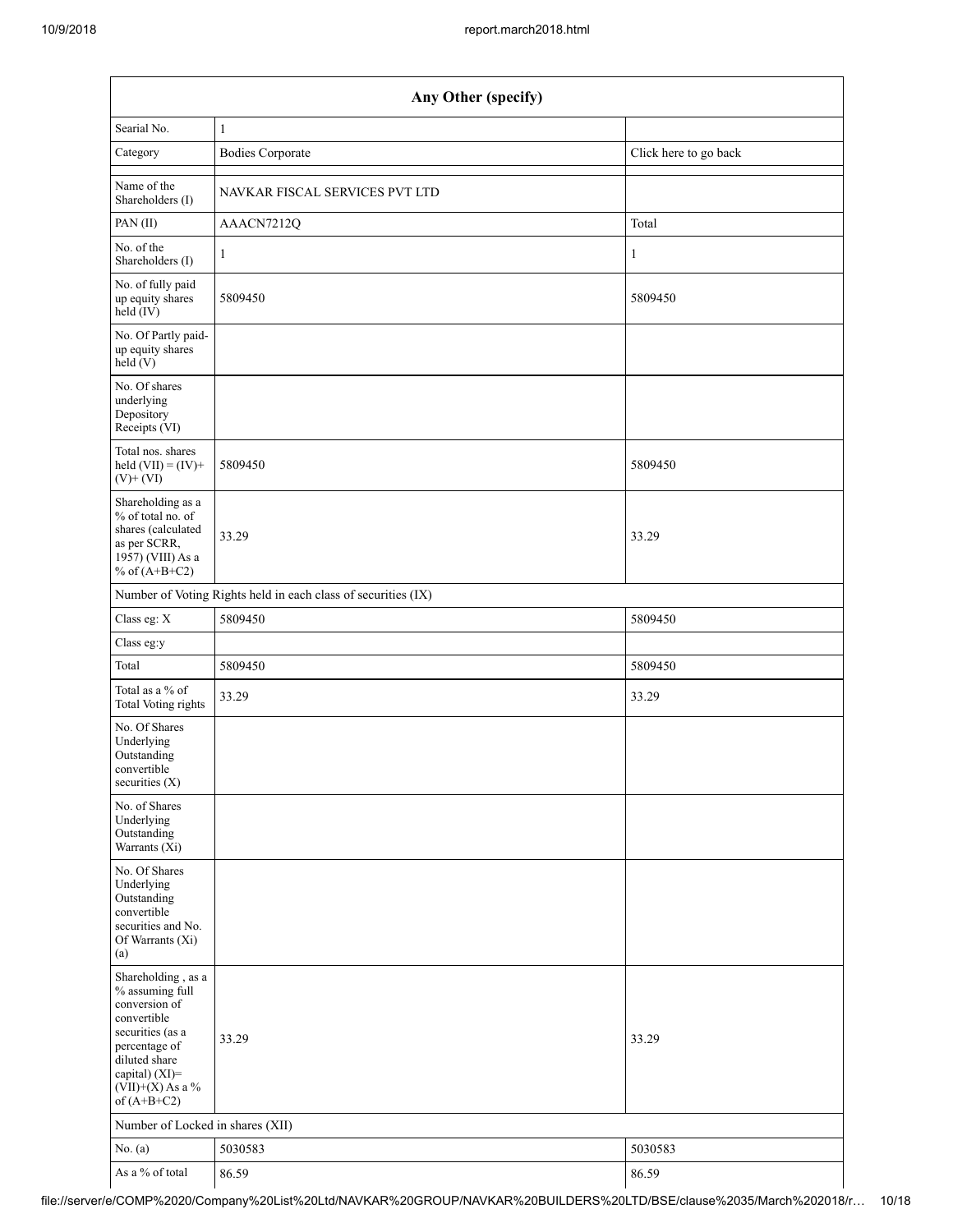| Any Other (specify) | | |
|---|---|---|
| Searial No. | 1 | |
| Category | Bodies Corporate | Click here to go back |
| Name of the Shareholders (I) | NAVKAR FISCAL SERVICES PVT LTD | |
| PAN (II) | AAACN7212Q | Total |
| No. of the Shareholders (I) | 1 | 1 |
| No. of fully paid up equity shares held (IV) | 5809450 | 5809450 |
| No. Of Partly paid-up equity shares held (V) | | |
| No. Of shares underlying Depository Receipts (VI) | | |
| Total nos. shares held (VII) = (IV)+(V)+ (VI) | 5809450 | 5809450 |
| Shareholding as a % of total no. of shares (calculated as per SCRR, 1957) (VIII) As a % of (A+B+C2) | 33.29 | 33.29 |
| Number of Voting Rights held in each class of securities (IX) | | |
| Class eg: X | 5809450 | 5809450 |
| Class eg:y | | |
| Total | 5809450 | 5809450 |
| Total as a % of Total Voting rights | 33.29 | 33.29 |
| No. Of Shares Underlying Outstanding convertible securities (X) | | |
| No. of Shares Underlying Outstanding Warrants (Xi) | | |
| No. Of Shares Underlying Outstanding convertible securities and No. Of Warrants (Xi) (a) | | |
| Shareholding , as a % assuming full conversion of convertible securities (as a percentage of diluted share capital) (XI)= (VII)+(X) As a % of (A+B+C2) | 33.29 | 33.29 |
| Number of Locked in shares (XII) | | |
| No. (a) | 5030583 | 5030583 |
| As a % of total | 86.59 | 86.59 |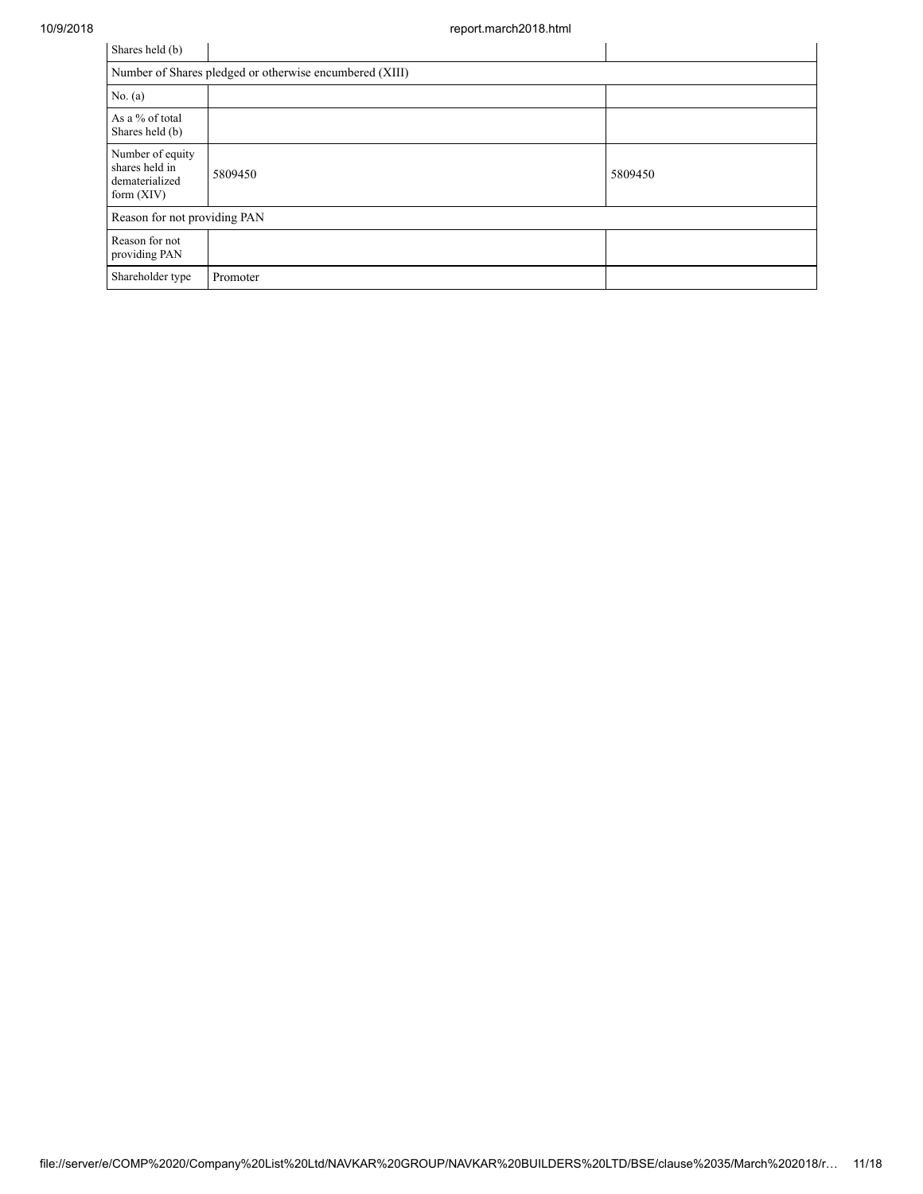| Shares held (b) | | |
|---|---|---|
| Number of Shares pledged or otherwise encumbered (XIII) | | |
| No. (a) | | |
| As a % of total Shares held (b) | | |
| Number of equity shares held in dematerialized form (XIV) | 5809450 | 5809450 |
| Reason for not providing PAN | | |
| Reason for not providing PAN | | |
| Shareholder type | Promoter | |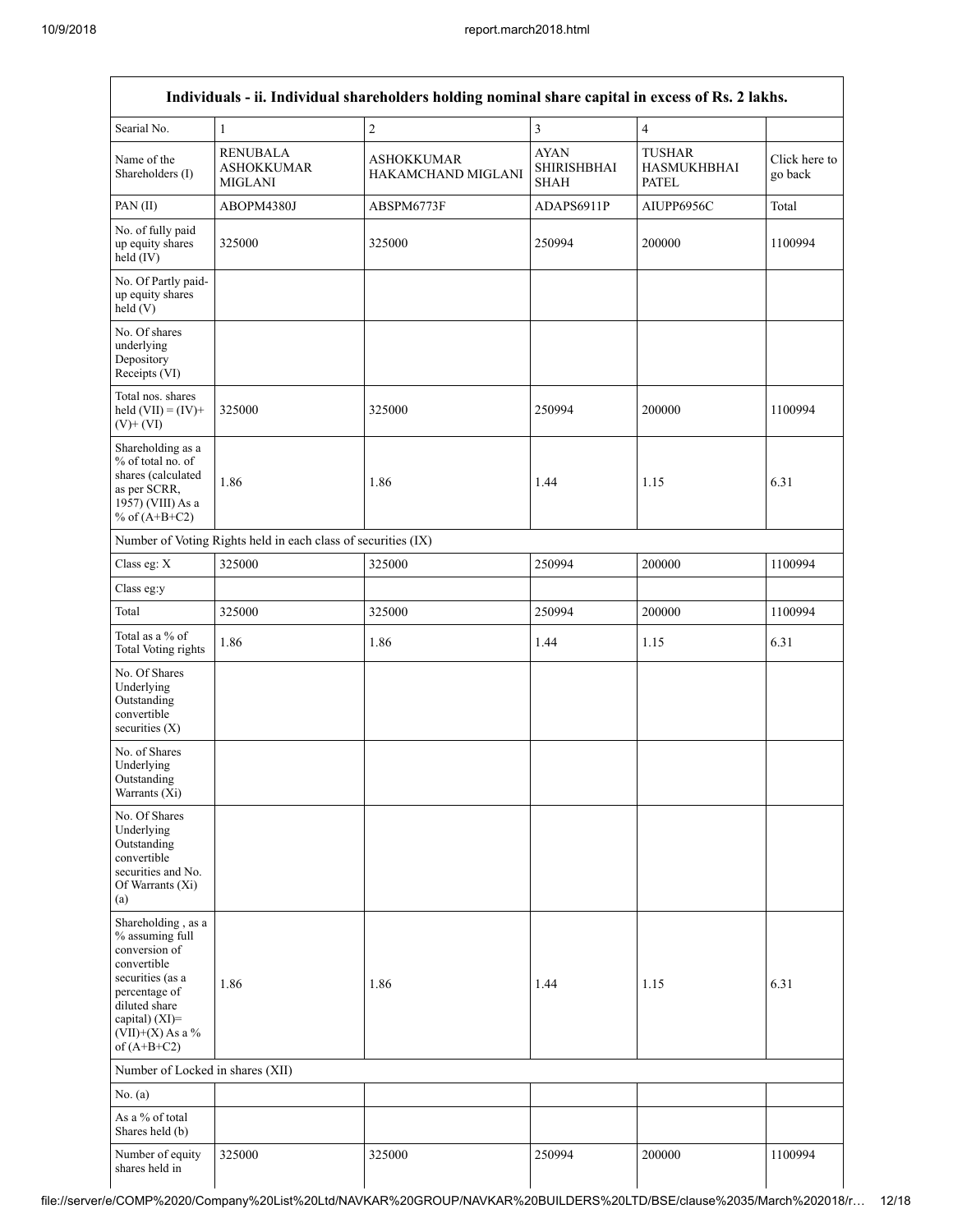| Individuals - ii. Individual shareholders holding nominal share capital in excess of Rs. 2 lakhs. | | | | | |
|---|---|---|---|---|---|
| Searial No. | 1 | 2 | 3 | 4 | |
| Name of the Shareholders (I) | RENUBALA ASHOKKUMAR MIGLANI | ASHOKKUMAR HAKAMCHAND MIGLANI | AYAN SHIRISHBHAI SHAH | TUSHAR HASMUKHBHAI PATEL | Click here to go back |
| PAN (II) | ABOPM4380J | ABSPM6773F | ADAPS6911P | AIUPP6956C | Total |
| No. of fully paid up equity shares held (IV) | 325000 | 325000 | 250994 | 200000 | 1100994 |
| No. Of Partly paid-up equity shares held (V) | | | | | |
| No. Of shares underlying Depository Receipts (VI) | | | | | |
| Total nos. shares held (VII) = (IV)+ (V)+ (VI) | 325000 | 325000 | 250994 | 200000 | 1100994 |
| Shareholding as a % of total no. of shares (calculated as per SCRR, 1957) (VIII) As a % of (A+B+C2) | 1.86 | 1.86 | 1.44 | 1.15 | 6.31 |
| Number of Voting Rights held in each class of securities (IX) | | | | | |
| Class eg: X | 325000 | 325000 | 250994 | 200000 | 1100994 |
| Class eg:y | | | | | |
| Total | 325000 | 325000 | 250994 | 200000 | 1100994 |
| Total as a % of Total Voting rights | 1.86 | 1.86 | 1.44 | 1.15 | 6.31 |
| No. Of Shares Underlying Outstanding convertible securities (X) | | | | | |
| No. of Shares Underlying Outstanding Warrants (Xi) | | | | | |
| No. Of Shares Underlying Outstanding convertible securities and No. Of Warrants (Xi) (a) | | | | | |
| Shareholding , as a % assuming full conversion of convertible securities (as a percentage of diluted share capital) (XI)= (VII)+(X) As a % of (A+B+C2) | 1.86 | 1.86 | 1.44 | 1.15 | 6.31 |
| Number of Locked in shares (XII) | | | | | |
| No. (a) | | | | | |
| As a % of total Shares held (b) | | | | | |
| Number of equity shares held in | 325000 | 325000 | 250994 | 200000 | 1100994 |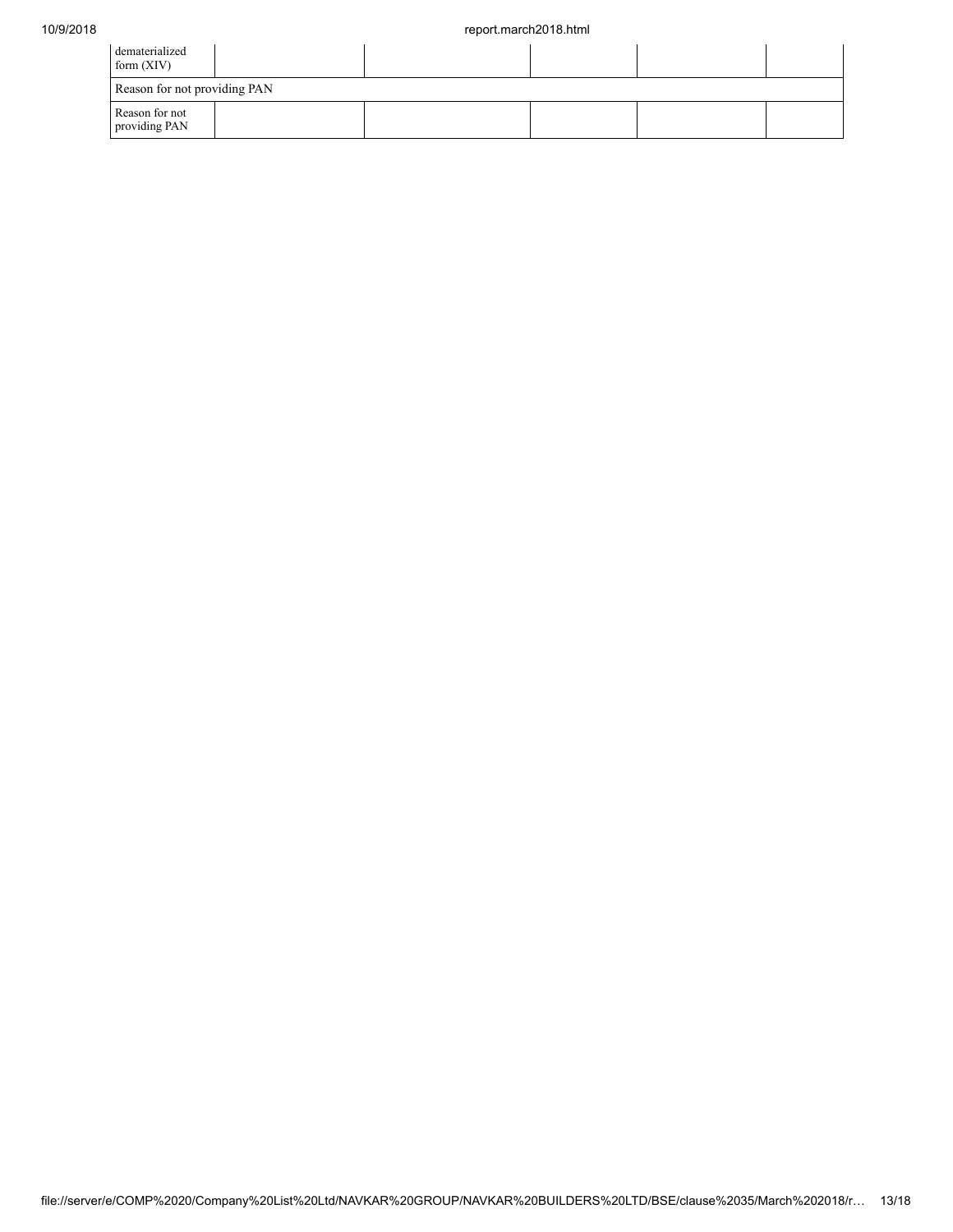| dematerialized form (XIV) | | | | | |
|---|---|---|---|---|---|
| Reason for not providing PAN | | | | | |
| Reason for not providing PAN | | | | | |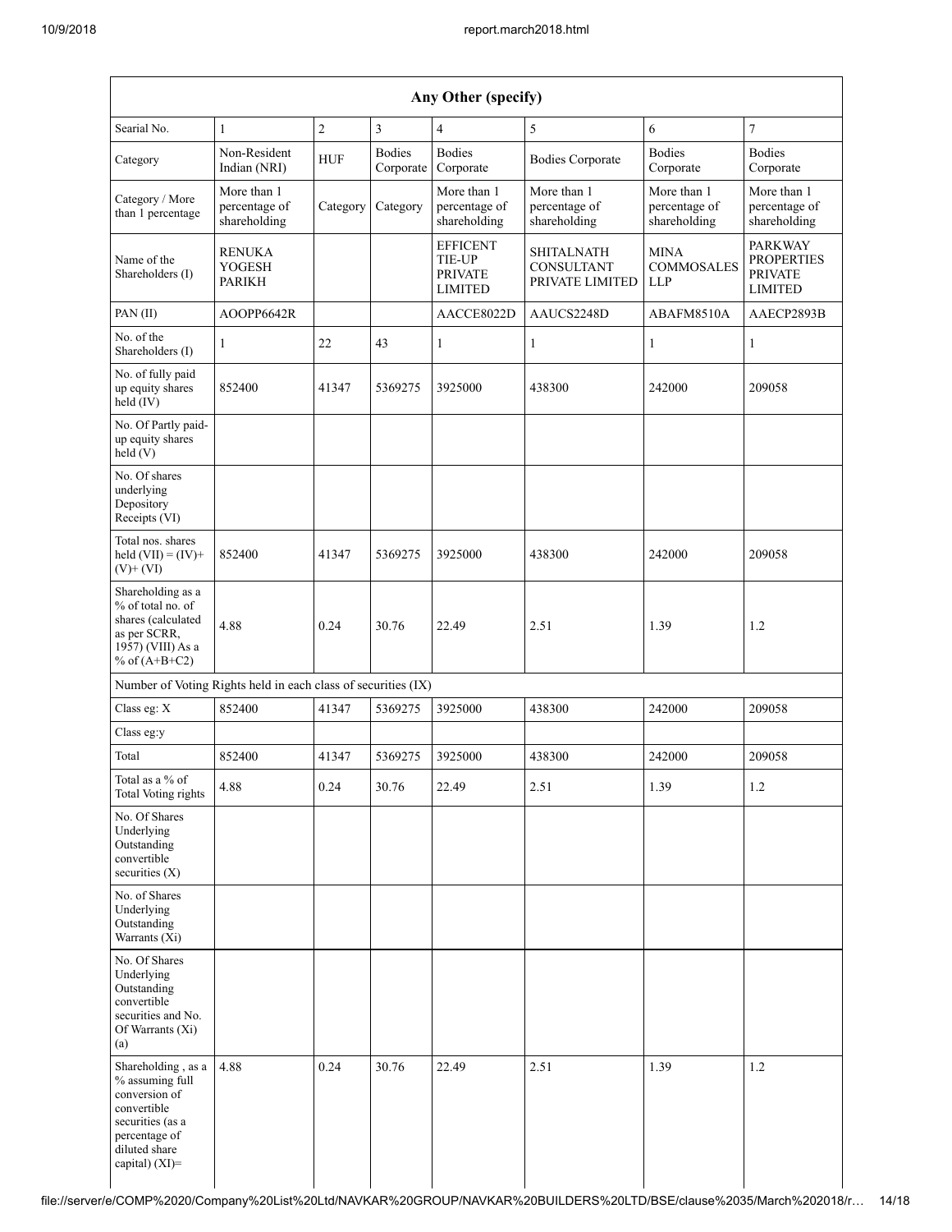| Any Other (specify) | | | | | | | |
|---|---|---|---|---|---|---|---|
| Searial No. | 1 | 2 | 3 | 4 | 5 | 6 | 7 |
| Category | Non-Resident Indian (NRI) | HUF | Bodies Corporate | Bodies Corporate | Bodies Corporate | Bodies Corporate | Bodies Corporate |
| Category / More than 1 percentage | More than 1 percentage of shareholding | Category | Category | More than 1 percentage of shareholding | More than 1 percentage of shareholding | More than 1 percentage of shareholding | More than 1 percentage of shareholding |
| Name of the Shareholders (I) | RENUKA YOGESH PARIKH | | | EFFICENT TIE-UP PRIVATE LIMITED | SHITALNATH CONSULTANT PRIVATE LIMITED | MINA COMMOSALES LLP | PARKWAY PROPERTIES PRIVATE LIMITED |
| PAN (II) | AOOPP6642R | | | AACCE8022D | AAUCS2248D | ABAFM8510A | AAECP2893B |
| No. of the Shareholders (I) | 1 | 22 | 43 | 1 | 1 | 1 | 1 |
| No. of fully paid up equity shares held (IV) | 852400 | 41347 | 5369275 | 3925000 | 438300 | 242000 | 209058 |
| No. Of Partly paid-up equity shares held (V) | | | | | | | |
| No. Of shares underlying Depository Receipts (VI) | | | | | | | |
| Total nos. shares held (VII) = (IV)+ (V)+ (VI) | 852400 | 41347 | 5369275 | 3925000 | 438300 | 242000 | 209058 |
| Shareholding as a % of total no. of shares (calculated as per SCRR, 1957) (VIII) As a % of (A+B+C2) | 4.88 | 0.24 | 30.76 | 22.49 | 2.51 | 1.39 | 1.2 |
| Number of Voting Rights held in each class of securities (IX) | | | | | | | |
| Class eg: X | 852400 | 41347 | 5369275 | 3925000 | 438300 | 242000 | 209058 |
| Class eg:y | | | | | | | |
| Total | 852400 | 41347 | 5369275 | 3925000 | 438300 | 242000 | 209058 |
| Total as a % of Total Voting rights | 4.88 | 0.24 | 30.76 | 22.49 | 2.51 | 1.39 | 1.2 |
| No. Of Shares Underlying Outstanding convertible securities (X) | | | | | | | |
| No. of Shares Underlying Outstanding Warrants (Xi) | | | | | | | |
| No. Of Shares Underlying Outstanding convertible securities and No. Of Warrants (Xi) (a) | | | | | | | |
| Shareholding , as a % assuming full conversion of convertible securities (as a percentage of diluted share capital) (XI)= | 4.88 | 0.24 | 30.76 | 22.49 | 2.51 | 1.39 | 1.2 |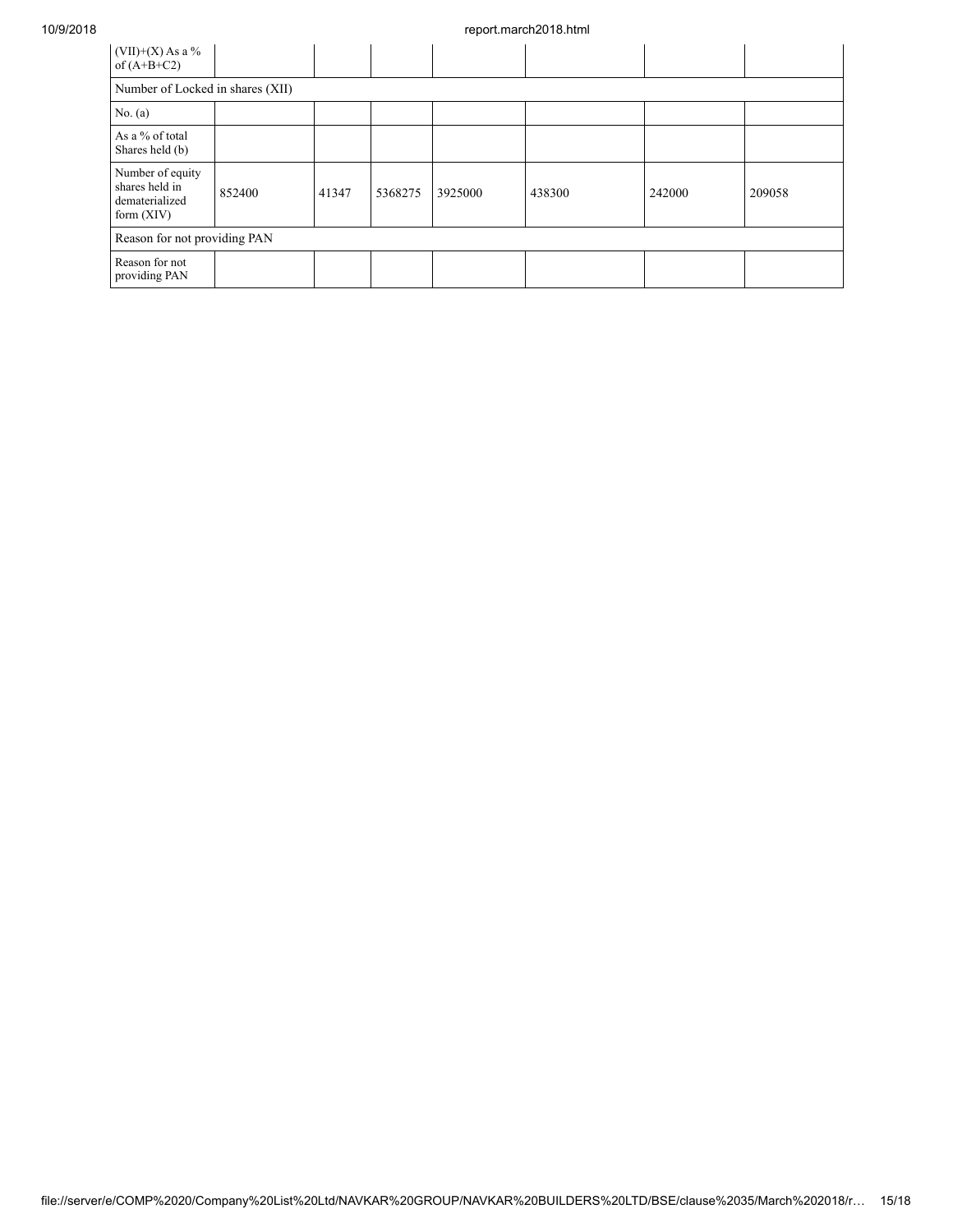| (VII)+(X) As a % of (A+B+C2) | | | | | | | |
|---|---|---|---|---|---|---|---|
| Number of Locked in shares (XII) | | | | | | | |
| No. (a) | | | | | | | |
| As a % of total Shares held (b) | | | | | | | |
| Number of equity shares held in dematerialized form (XIV) | 852400 | 41347 | 5368275 | 3925000 | 438300 | 242000 | 209058 |
| Reason for not providing PAN | | | | | | | |
| Reason for not providing PAN | | | | | | | |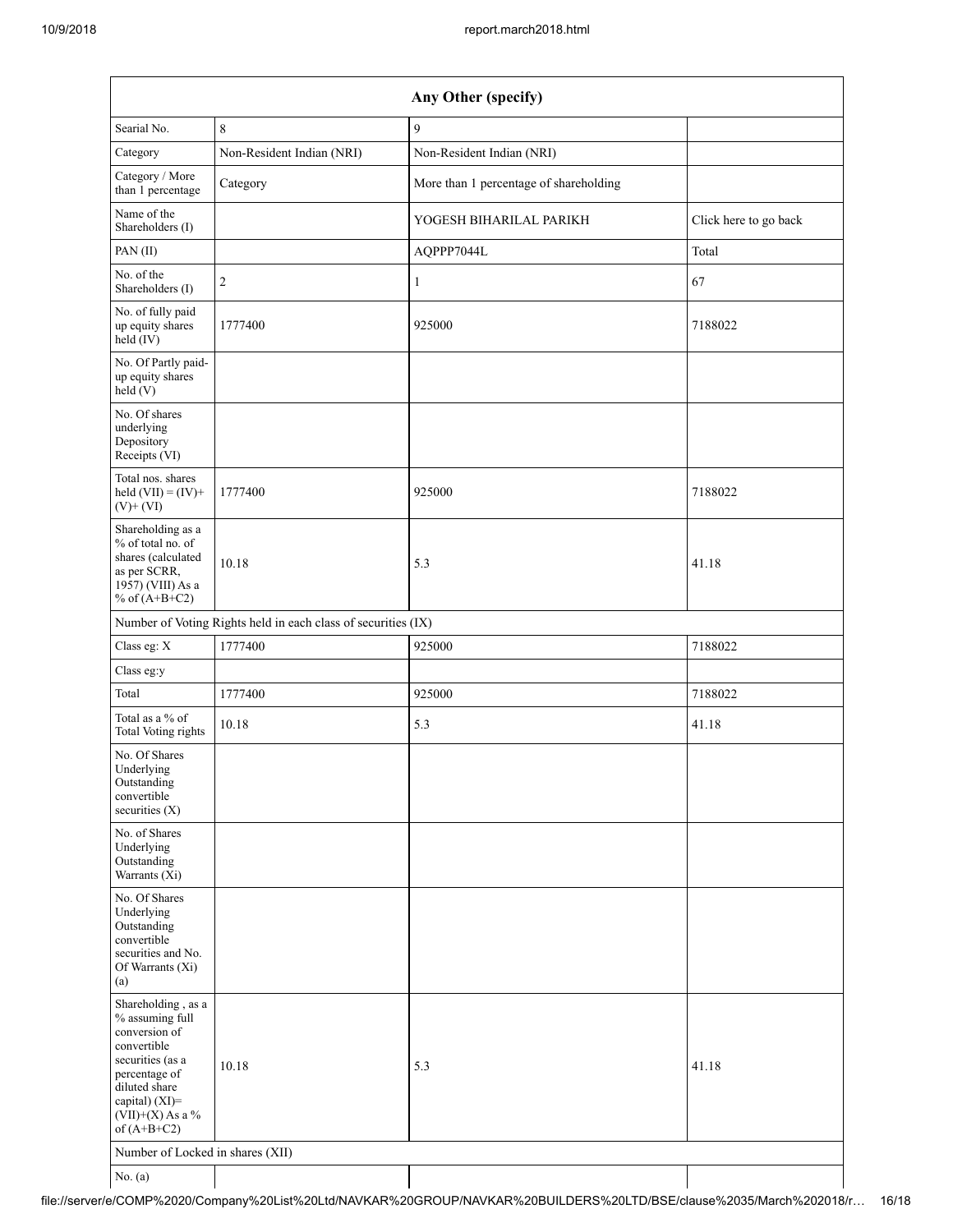| Any Other (specify) | | | |
|---|---|---|---|
| Searial No. | 8 | 9 | |
| Category | Non-Resident Indian (NRI) | Non-Resident Indian (NRI) | |
| Category / More than 1 percentage | Category | More than 1 percentage of shareholding | |
| Name of the Shareholders (I) | | YOGESH BIHARILAL PARIKH | Click here to go back |
| PAN (II) | | AQPPP7044L | Total |
| No. of the Shareholders (I) | 2 | 1 | 67 |
| No. of fully paid up equity shares held (IV) | 1777400 | 925000 | 7188022 |
| No. Of Partly paid-up equity shares held (V) | | | |
| No. Of shares underlying Depository Receipts (VI) | | | |
| Total nos. shares held (VII) = (IV)+(V)+ (VI) | 1777400 | 925000 | 7188022 |
| Shareholding as a % of total no. of shares (calculated as per SCRR, 1957) (VIII) As a % of (A+B+C2) | 10.18 | 5.3 | 41.18 |
| Number of Voting Rights held in each class of securities (IX) | | | |
| Class eg: X | 1777400 | 925000 | 7188022 |
| Class eg:y | | | |
| Total | 1777400 | 925000 | 7188022 |
| Total as a % of Total Voting rights | 10.18 | 5.3 | 41.18 |
| No. Of Shares Underlying Outstanding convertible securities (X) | | | |
| No. of Shares Underlying Outstanding Warrants (Xi) | | | |
| No. Of Shares Underlying Outstanding convertible securities and No. Of Warrants (Xi) (a) | | | |
| Shareholding , as a % assuming full conversion of convertible securities (as a percentage of diluted share capital) (XI)= (VII)+(X) As a % of (A+B+C2) | 10.18 | 5.3 | 41.18 |
| Number of Locked in shares (XII) | | | |
| No. (a) | | | |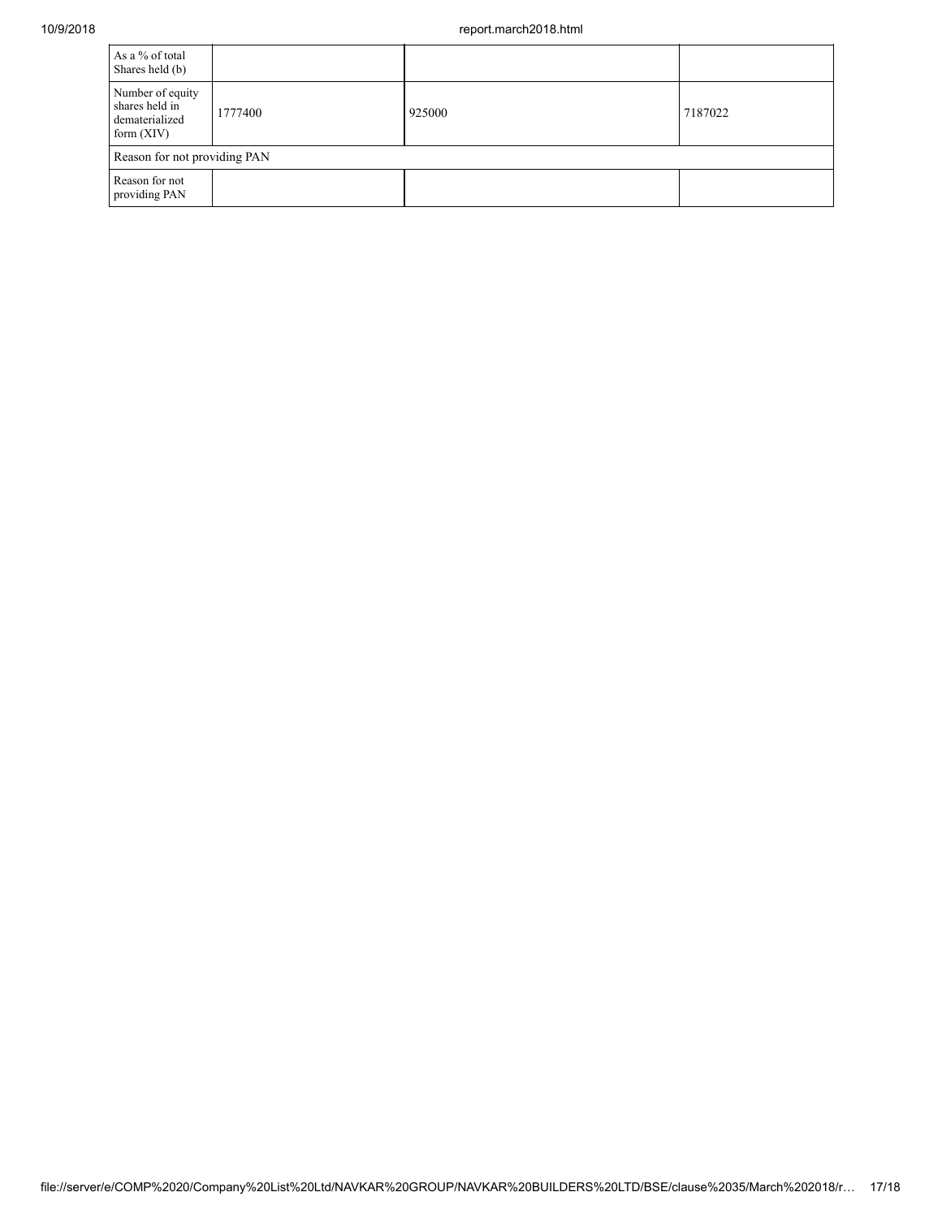| | | | |
|---|---|---|---|
| As a % of total Shares held (b) | | | |
| Number of equity shares held in dematerialized form (XIV) | 1777400 | 925000 | 7187022 |
| Reason for not providing PAN | | | |
| Reason for not providing PAN | | | |